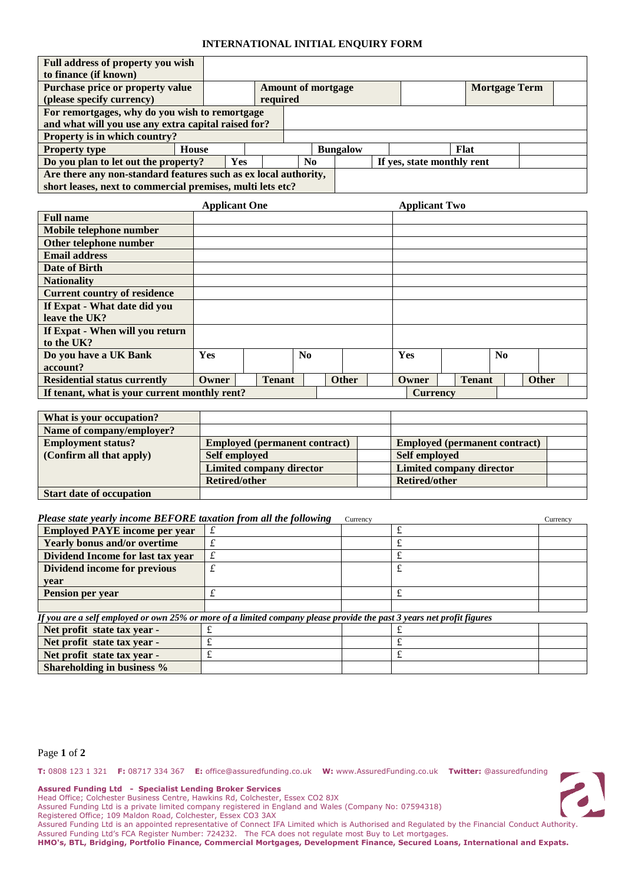# INTERNATIONAL INITIAL ENQUIRY FORM

| **Full address of property you wish to finance (if known)** | | | | | |
|---|---|---|---|---|---|
| **Purchase price or property value (please specify currency)** | | **Amount of mortgage required** | | **Mortgage Term** | |
| **For remortgages, why do you wish to remortgage and what will you use any extra capital raised for?** | | | | | |
| **Property is in which country?** | | | | | |
| **Property type** | **House** | | **Bungalow** | | **Flat** |
| **Do you plan to let out the property?** | **Yes** | | **No** | **If yes, state monthly rent** | |
| **Are there any non-standard features such as ex local authority, short leases, next to commercial premises, multi lets etc?** | | | | | |

| | **Applicant One** | | | | | | **Applicant Two** | | | | | |
|---|---|---|---|---|---|---|---|---|---|---|---|---|
| **Full name** | | | | | | | | | | | | |
| **Mobile telephone number** | | | | | | | | | | | | |
| **Other telephone number** | | | | | | | | | | | | |
| **Email address** | | | | | | | | | | | | |
| **Date of Birth** | | | | | | | | | | | | |
| **Nationality** | | | | | | | | | | | | |
| **Current country of residence** | | | | | | | | | | | | |
| **If Expat - What date did you leave the UK?** | | | | | | | | | | | | |
| **If Expat - When will you return to the UK?** | | | | | | | | | | | | |
| **Do you have a UK Bank account?** | **Yes** | | **No** | | | | **Yes** | | **No** | | | |
| **Residential status currently** | **Owner** | | **Tenant** | | **Other** | | **Owner** | | **Tenant** | | **Other** | |
| **If tenant, what is your current monthly rent?** | | | | | | | **Currency** | | | | | |

| | | | | |
|---|---|---|---|---|
| **What is your occupation?** | | | | |
| **Name of company/employer?** | | | | |
| **Employment status? (Confirm all that apply)** | **Employed (permanent contract)** | | **Employed (permanent contract)** | |
| | **Self employed** | | **Self employed** | |
| | **Limited company director** | | **Limited company director** | |
| | **Retired/other** | | **Retired/other** | |
| **Start date of occupation** | | | | |

***Please state yearly income BEFORE taxation from all the following***

| | | Currency | | Currency |
|---|---|---|---|---|
| **Employed PAYE income per year** | £ | | £ | |
| **Yearly bonus and/or overtime** | £ | | £ | |
| **Dividend Income for last tax year** | £ | | £ | |
| **Dividend income for previous year** | £ | | £ | |
| **Pension per year** | £ | | £ | |
| | | | | |

***If you are a self employed or own 25% or more of a limited company please provide the past 3 years net profit figures***

| | | | | |
|---|---|---|---|---|
| **Net profit state tax year -** | £ | | £ | |
| **Net profit state tax year -** | £ | | £ | |
| **Net profit state tax year -** | £ | | £ | |
| **Shareholding in business %** | | | | |

**T:** 0808 123 1 321 **F:** 08717 334 367 **E:** office@assuredfunding.co.uk **W:** www.AssuredFunding.co.uk **Twitter:** @assuredfunding

**Assured Funding Ltd - Specialist Lending Broker Services**
Head Office; Colchester Business Centre, Hawkins Rd, Colchester, Essex CO2 8JX
Assured Funding Ltd is a private limited company registered in England and Wales (Company No: 07594318)
Registered Office; 109 Maldon Road, Colchester, Essex CO3 3AX
Assured Funding Ltd is an appointed representative of Connect IFA Limited which is Authorised and Regulated by the Financial Conduct Authority.
Assured Funding Ltd's FCA Register Number: 724232. The FCA does not regulate most Buy to Let mortgages.
**HMO's, BTL, Bridging, Portfolio Finance, Commercial Mortgages, Development Finance, Secured Loans, International and Expats.**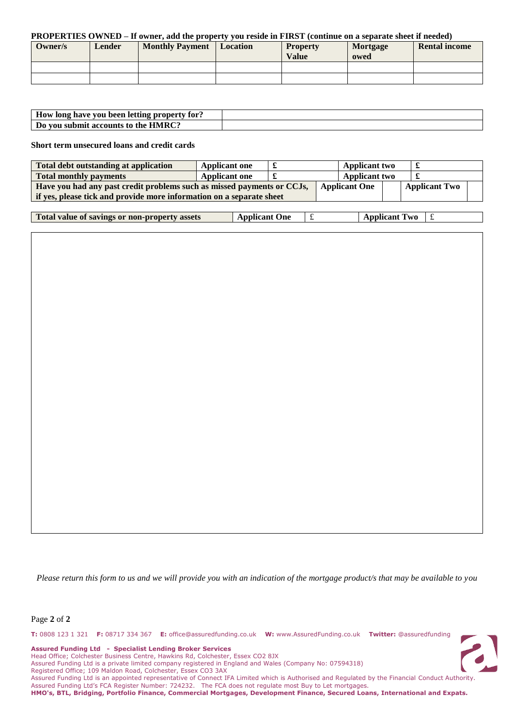**PROPERTIES OWNED – If owner, add the property you reside in FIRST (continue on a separate sheet if needed)**

| Owner/s | Lender | Monthly Payment | Location | Property Value | Mortgage owed | Rental income |
|---|---|---|---|---|---|---|
| | | | | | | |
| | | | | | | |

| | |
|---|---|
| **How long have you been letting property for?** | |
| **Do you submit accounts to the HMRC?** | |

**Short term unsecured loans and credit cards**

| | | | | |
|---|---|---|---|---|
| **Total debt outstanding at application** | **Applicant one** | **£** | **Applicant two** | **£** |
| **Total monthly payments** | **Applicant one** | **£** | **Applicant two** | **£** |
| **Have you had any past credit problems such as missed payments or CCJs, if yes, please tick and provide more information on a separate sheet** | **Applicant One** | | **Applicant Two** | |

| | | | | |
|---|---|---|---|---|
| **Total value of savings or non-property assets** | **Applicant One** | £ | **Applicant Two** | £ |

*Please return this form to us and we will provide you with an indication of the mortgage product/s that may be available to you*

**T:** 0808 123 1 321 **F:** 08717 334 367 **E:** office@assuredfunding.co.uk **W:** www.AssuredFunding.co.uk **Twitter:** @assuredfunding

**Assured Funding Ltd - Specialist Lending Broker Services**
Head Office; Colchester Business Centre, Hawkins Rd, Colchester, Essex CO2 8JX
Assured Funding Ltd is a private limited company registered in England and Wales (Company No: 07594318)
Registered Office; 109 Maldon Road, Colchester, Essex CO3 3AX
Assured Funding Ltd is an appointed representative of Connect IFA Limited which is Authorised and Regulated by the Financial Conduct Authority.
Assured Funding Ltd's FCA Register Number: 724232. The FCA does not regulate most Buy to Let mortgages.
**HMO's, BTL, Bridging, Portfolio Finance, Commercial Mortgages, Development Finance, Secured Loans, International and Expats.**